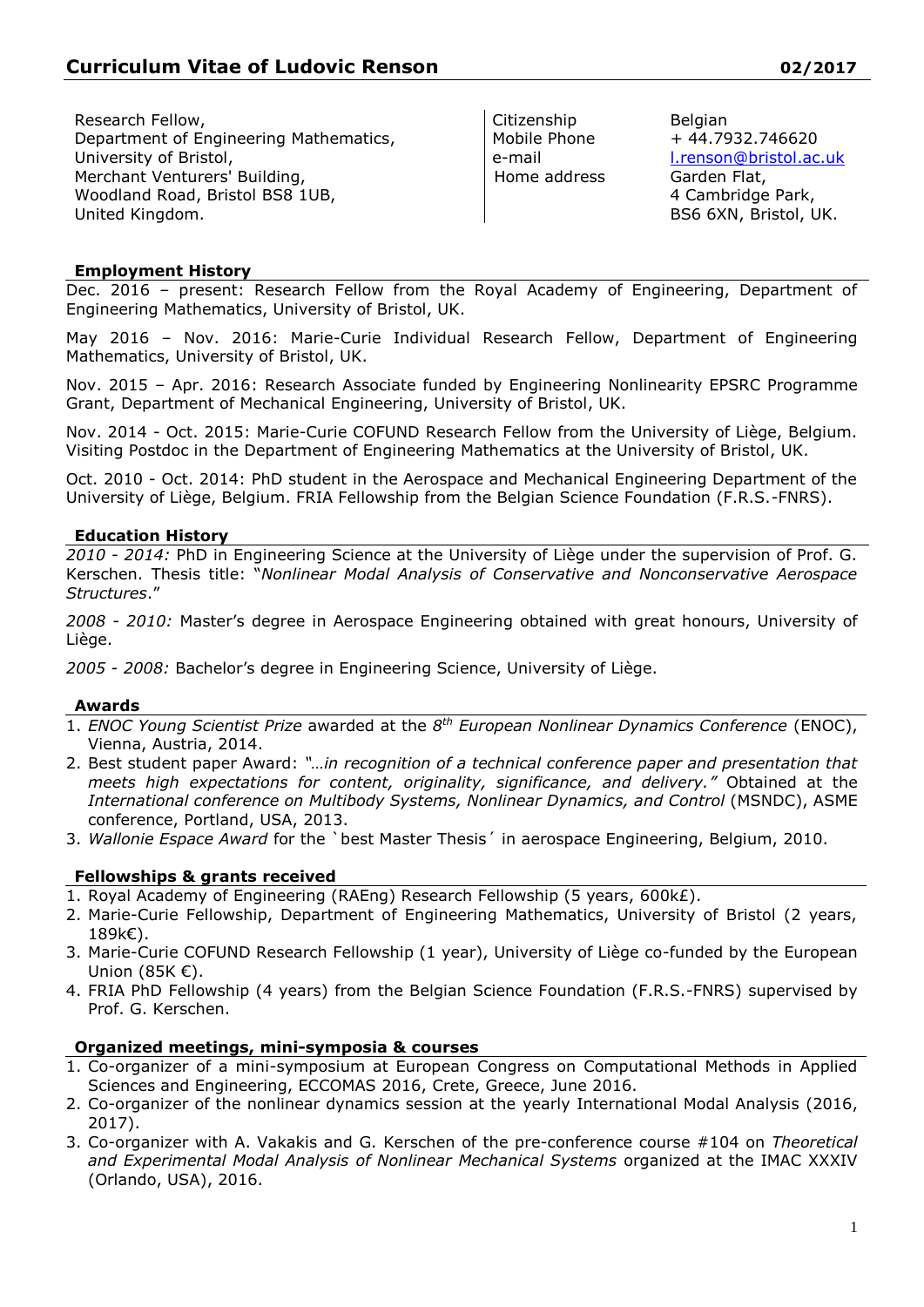# Curriculum Vitae of Ludovic Renson **02/2017**

Research Fellow,
Department of Engineering Mathematics,
University of Bristol,
Merchant Venturers' Building,
Woodland Road, Bristol BS8 1UB,
United Kingdom.

| | |
|---|---|
| Citizenship | Belgian |
| Mobile Phone | + 44.7932.746620 |
| e-mail | l.renson@bristol.ac.uk |
| Home address | Garden Flat, 4 Cambridge Park, BS6 6XN, Bristol, UK. |

## Employment History

Dec. 2016 – present: Research Fellow from the Royal Academy of Engineering, Department of Engineering Mathematics, University of Bristol, UK.

May 2016 – Nov. 2016: Marie-Curie Individual Research Fellow, Department of Engineering Mathematics, University of Bristol, UK.

Nov. 2015 – Apr. 2016: Research Associate funded by Engineering Nonlinearity EPSRC Programme Grant, Department of Mechanical Engineering, University of Bristol, UK.

Nov. 2014 - Oct. 2015: Marie-Curie COFUND Research Fellow from the University of Liège, Belgium. Visiting Postdoc in the Department of Engineering Mathematics at the University of Bristol, UK.

Oct. 2010 - Oct. 2014: PhD student in the Aerospace and Mechanical Engineering Department of the University of Liège, Belgium. FRIA Fellowship from the Belgian Science Foundation (F.R.S.-FNRS).

## Education History

*2010 - 2014:* PhD in Engineering Science at the University of Liège under the supervision of Prof. G. Kerschen. Thesis title: "*Nonlinear Modal Analysis of Conservative and Nonconservative Aerospace Structures*."

*2008 - 2010:* Master's degree in Aerospace Engineering obtained with great honours, University of Liège.

*2005 - 2008:* Bachelor's degree in Engineering Science, University of Liège.

## Awards

1. *ENOC Young Scientist Prize* awarded at the *8th European Nonlinear Dynamics Conference* (ENOC), Vienna, Austria, 2014.
2. Best student paper Award: *"…in recognition of a technical conference paper and presentation that meets high expectations for content, originality, significance, and delivery."* Obtained at the *International conference on Multibody Systems, Nonlinear Dynamics, and Control* (MSNDC), ASME conference, Portland, USA, 2013.
3. *Wallonie Espace Award* for the `best Master Thesis´ in aerospace Engineering, Belgium, 2010.

## Fellowships & grants received

1. Royal Academy of Engineering (RAEng) Research Fellowship (5 years, 600k£).
2. Marie-Curie Fellowship, Department of Engineering Mathematics, University of Bristol (2 years, 189k€).
3. Marie-Curie COFUND Research Fellowship (1 year), University of Liège co-funded by the European Union (85K €).
4. FRIA PhD Fellowship (4 years) from the Belgian Science Foundation (F.R.S.-FNRS) supervised by Prof. G. Kerschen.

## Organized meetings, mini-symposia & courses

1. Co-organizer of a mini-symposium at European Congress on Computational Methods in Applied Sciences and Engineering, ECCOMAS 2016, Crete, Greece, June 2016.
2. Co-organizer of the nonlinear dynamics session at the yearly International Modal Analysis (2016, 2017).
3. Co-organizer with A. Vakakis and G. Kerschen of the pre-conference course #104 on *Theoretical and Experimental Modal Analysis of Nonlinear Mechanical Systems* organized at the IMAC XXXIV (Orlando, USA), 2016.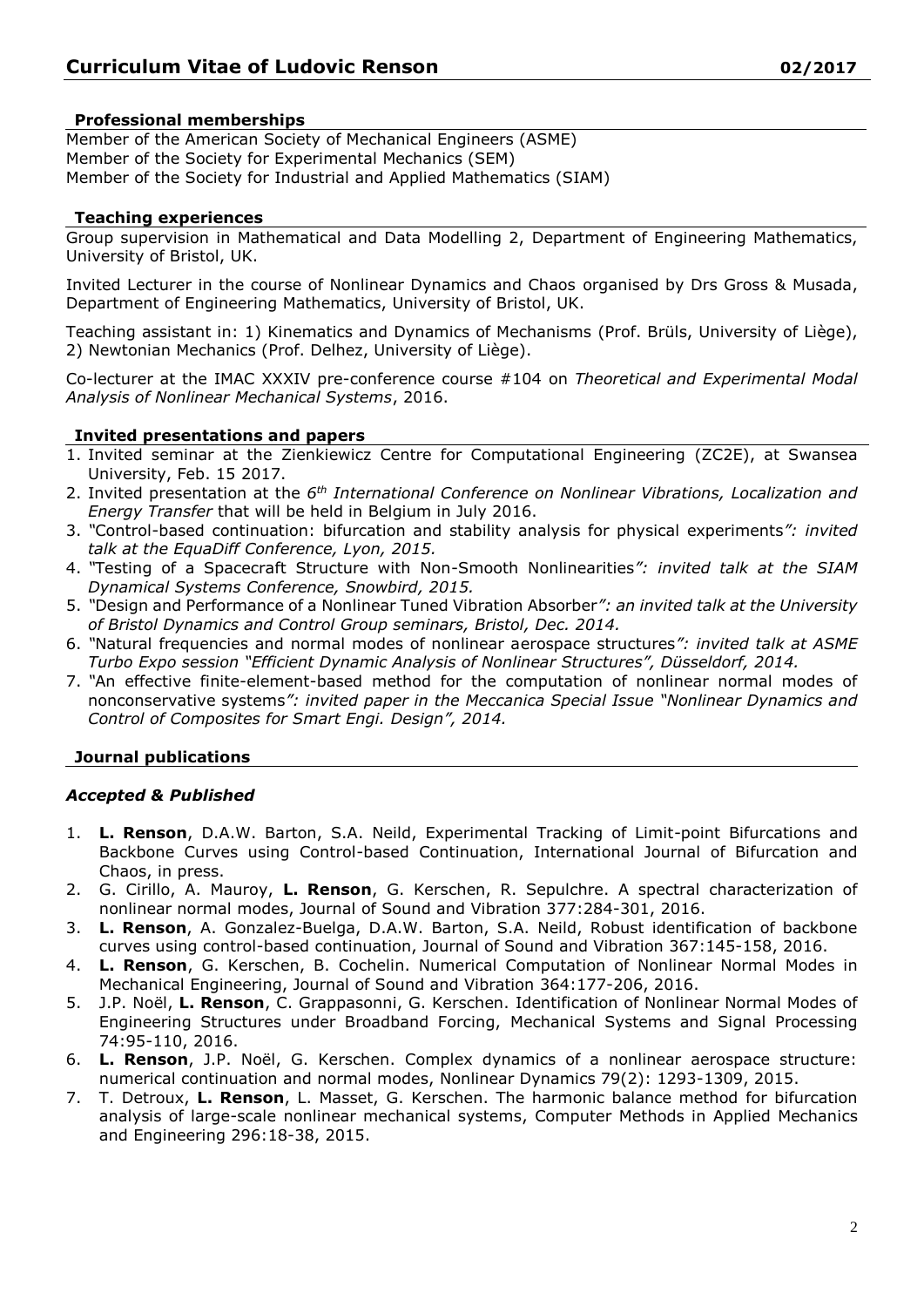## Professional memberships

Member of the American Society of Mechanical Engineers (ASME)
Member of the Society for Experimental Mechanics (SEM)
Member of the Society for Industrial and Applied Mathematics (SIAM)

## Teaching experiences

Group supervision in Mathematical and Data Modelling 2, Department of Engineering Mathematics, University of Bristol, UK.

Invited Lecturer in the course of Nonlinear Dynamics and Chaos organised by Drs Gross & Musada, Department of Engineering Mathematics, University of Bristol, UK.

Teaching assistant in: 1) Kinematics and Dynamics of Mechanisms (Prof. Brüls, University of Liège), 2) Newtonian Mechanics (Prof. Delhez, University of Liège).

Co-lecturer at the IMAC XXXIV pre-conference course #104 on *Theoretical and Experimental Modal Analysis of Nonlinear Mechanical Systems*, 2016.

## Invited presentations and papers

1. Invited seminar at the Zienkiewicz Centre for Computational Engineering (ZC2E), at Swansea University, Feb. 15 2017.
2. Invited presentation at the *6th International Conference on Nonlinear Vibrations, Localization and Energy Transfer* that will be held in Belgium in July 2016.
3. "Control-based continuation: bifurcation and stability analysis for physical experiments*": invited talk at the EquaDiff Conference, Lyon, 2015.*
4. "Testing of a Spacecraft Structure with Non-Smooth Nonlinearities*": invited talk at the SIAM Dynamical Systems Conference, Snowbird, 2015.*
5. "Design and Performance of a Nonlinear Tuned Vibration Absorber*": an invited talk at the University of Bristol Dynamics and Control Group seminars, Bristol, Dec. 2014.*
6. "Natural frequencies and normal modes of nonlinear aerospace structures*": invited talk at ASME Turbo Expo session "Efficient Dynamic Analysis of Nonlinear Structures", Düsseldorf, 2014.*
7. "An effective finite-element-based method for the computation of nonlinear normal modes of nonconservative systems*": invited paper in the Meccanica Special Issue "Nonlinear Dynamics and Control of Composites for Smart Engi. Design", 2014.*

## Journal publications

### *Accepted & Published*

1. **L. Renson**, D.A.W. Barton, S.A. Neild, Experimental Tracking of Limit-point Bifurcations and Backbone Curves using Control-based Continuation, International Journal of Bifurcation and Chaos, in press.
2. G. Cirillo, A. Mauroy, **L. Renson**, G. Kerschen, R. Sepulchre. A spectral characterization of nonlinear normal modes, Journal of Sound and Vibration 377:284-301, 2016.
3. **L. Renson**, A. Gonzalez-Buelga, D.A.W. Barton, S.A. Neild, Robust identification of backbone curves using control-based continuation, Journal of Sound and Vibration 367:145-158, 2016.
4. **L. Renson**, G. Kerschen, B. Cochelin. Numerical Computation of Nonlinear Normal Modes in Mechanical Engineering, Journal of Sound and Vibration 364:177-206, 2016.
5. J.P. Noël, **L. Renson**, C. Grappasonni, G. Kerschen. Identification of Nonlinear Normal Modes of Engineering Structures under Broadband Forcing, Mechanical Systems and Signal Processing 74:95-110, 2016.
6. **L. Renson**, J.P. Noël, G. Kerschen. Complex dynamics of a nonlinear aerospace structure: numerical continuation and normal modes, Nonlinear Dynamics 79(2): 1293-1309, 2015.
7. T. Detroux, **L. Renson**, L. Masset, G. Kerschen. The harmonic balance method for bifurcation analysis of large-scale nonlinear mechanical systems, Computer Methods in Applied Mechanics and Engineering 296:18-38, 2015.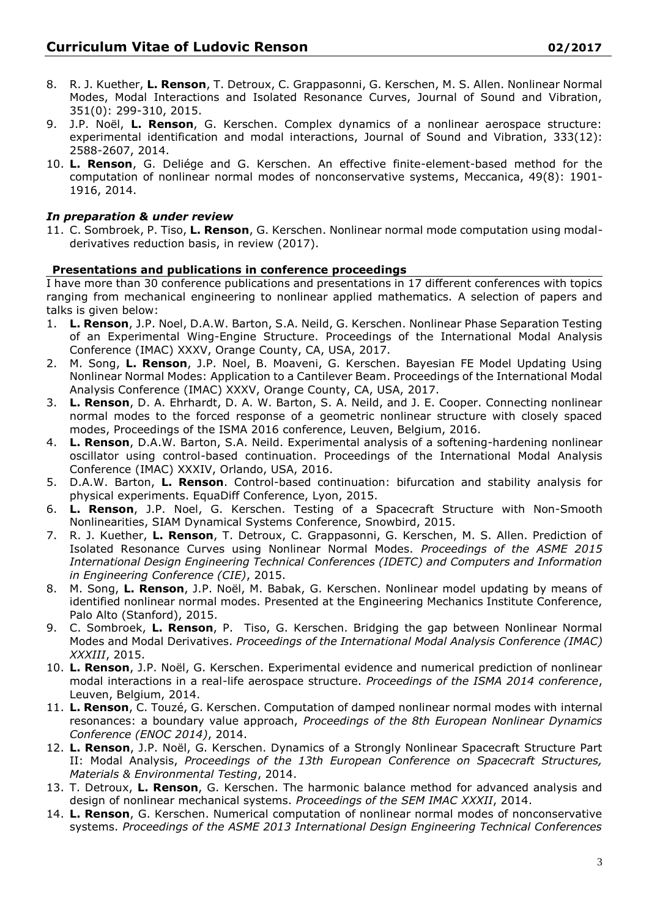8. R. J. Kuether, **L. Renson**, T. Detroux, C. Grappasonni, G. Kerschen, M. S. Allen. Nonlinear Normal Modes, Modal Interactions and Isolated Resonance Curves, Journal of Sound and Vibration, 351(0): 299-310, 2015.
9. J.P. Noël, **L. Renson**, G. Kerschen. Complex dynamics of a nonlinear aerospace structure: experimental identification and modal interactions, Journal of Sound and Vibration, 333(12): 2588-2607, 2014.
10. **L. Renson**, G. Deliége and G. Kerschen. An effective finite-element-based method for the computation of nonlinear normal modes of nonconservative systems, Meccanica, 49(8): 1901-1916, 2014.

### *In preparation & under review*

11. C. Sombroek, P. Tiso, **L. Renson**, G. Kerschen. Nonlinear normal mode computation using modal-derivatives reduction basis, in review (2017).

## Presentations and publications in conference proceedings

I have more than 30 conference publications and presentations in 17 different conferences with topics ranging from mechanical engineering to nonlinear applied mathematics. A selection of papers and talks is given below:

1. **L. Renson**, J.P. Noel, D.A.W. Barton, S.A. Neild, G. Kerschen. Nonlinear Phase Separation Testing of an Experimental Wing-Engine Structure. Proceedings of the International Modal Analysis Conference (IMAC) XXXV, Orange County, CA, USA, 2017.
2. M. Song, **L. Renson**, J.P. Noel, B. Moaveni, G. Kerschen. Bayesian FE Model Updating Using Nonlinear Normal Modes: Application to a Cantilever Beam. Proceedings of the International Modal Analysis Conference (IMAC) XXXV, Orange County, CA, USA, 2017.
3. **L. Renson**, D. A. Ehrhardt, D. A. W. Barton, S. A. Neild, and J. E. Cooper. Connecting nonlinear normal modes to the forced response of a geometric nonlinear structure with closely spaced modes, Proceedings of the ISMA 2016 conference, Leuven, Belgium, 2016.
4. **L. Renson**, D.A.W. Barton, S.A. Neild. Experimental analysis of a softening-hardening nonlinear oscillator using control-based continuation. Proceedings of the International Modal Analysis Conference (IMAC) XXXIV, Orlando, USA, 2016.
5. D.A.W. Barton, **L. Renson**. Control-based continuation: bifurcation and stability analysis for physical experiments. EquaDiff Conference, Lyon, 2015.
6. **L. Renson**, J.P. Noel, G. Kerschen. Testing of a Spacecraft Structure with Non-Smooth Nonlinearities, SIAM Dynamical Systems Conference, Snowbird, 2015.
7. R. J. Kuether, **L. Renson**, T. Detroux, C. Grappasonni, G. Kerschen, M. S. Allen. Prediction of Isolated Resonance Curves using Nonlinear Normal Modes. *Proceedings of the ASME 2015 International Design Engineering Technical Conferences (IDETC) and Computers and Information in Engineering Conference (CIE)*, 2015.
8. M. Song, **L. Renson**, J.P. Noël, M. Babak, G. Kerschen. Nonlinear model updating by means of identified nonlinear normal modes. Presented at the Engineering Mechanics Institute Conference, Palo Alto (Stanford), 2015.
9. C. Sombroek, **L. Renson**, P. Tiso, G. Kerschen. Bridging the gap between Nonlinear Normal Modes and Modal Derivatives. *Proceedings of the International Modal Analysis Conference (IMAC) XXXIII*, 2015.
10. **L. Renson**, J.P. Noël, G. Kerschen. Experimental evidence and numerical prediction of nonlinear modal interactions in a real-life aerospace structure. *Proceedings of the ISMA 2014 conference*, Leuven, Belgium, 2014.
11. **L. Renson**, C. Touzé, G. Kerschen. Computation of damped nonlinear normal modes with internal resonances: a boundary value approach, *Proceedings of the 8th European Nonlinear Dynamics Conference (ENOC 2014)*, 2014.
12. **L. Renson**, J.P. Noël, G. Kerschen. Dynamics of a Strongly Nonlinear Spacecraft Structure Part II: Modal Analysis, *Proceedings of the 13th European Conference on Spacecraft Structures, Materials & Environmental Testing*, 2014.
13. T. Detroux, **L. Renson**, G. Kerschen. The harmonic balance method for advanced analysis and design of nonlinear mechanical systems. *Proceedings of the SEM IMAC XXXII*, 2014.
14. **L. Renson**, G. Kerschen. Numerical computation of nonlinear normal modes of nonconservative systems. *Proceedings of the ASME 2013 International Design Engineering Technical Conferences*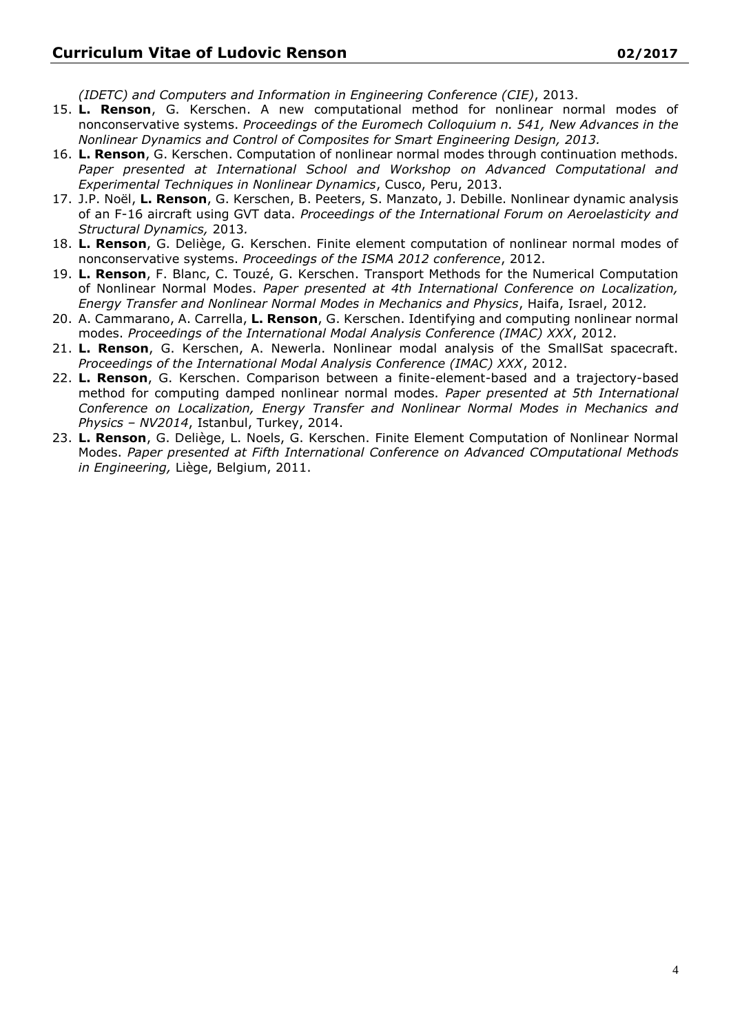*(IDETC) and Computers and Information in Engineering Conference (CIE)*, 2013.

15. **L. Renson**, G. Kerschen. A new computational method for nonlinear normal modes of nonconservative systems. *Proceedings of the Euromech Colloquium n. 541, New Advances in the Nonlinear Dynamics and Control of Composites for Smart Engineering Design, 2013.*
16. **L. Renson**, G. Kerschen. Computation of nonlinear normal modes through continuation methods. *Paper presented at International School and Workshop on Advanced Computational and Experimental Techniques in Nonlinear Dynamics*, Cusco, Peru, 2013.
17. J.P. Noël, **L. Renson**, G. Kerschen, B. Peeters, S. Manzato, J. Debille. Nonlinear dynamic analysis of an F-16 aircraft using GVT data. *Proceedings of the International Forum on Aeroelasticity and Structural Dynamics,* 2013*.*
18. **L. Renson**, G. Deliège, G. Kerschen. Finite element computation of nonlinear normal modes of nonconservative systems. *Proceedings of the ISMA 2012 conference*, 2012.
19. **L. Renson**, F. Blanc, C. Touzé, G. Kerschen. Transport Methods for the Numerical Computation of Nonlinear Normal Modes. *Paper presented at 4th International Conference on Localization, Energy Transfer and Nonlinear Normal Modes in Mechanics and Physics*, Haifa, Israel, 2012*.*
20. A. Cammarano, A. Carrella, **L. Renson**, G. Kerschen. Identifying and computing nonlinear normal modes. *Proceedings of the International Modal Analysis Conference (IMAC) XXX*, 2012.
21. **L. Renson**, G. Kerschen, A. Newerla. Nonlinear modal analysis of the SmallSat spacecraft. *Proceedings of the International Modal Analysis Conference (IMAC) XXX*, 2012.
22. **L. Renson**, G. Kerschen. Comparison between a finite-element-based and a trajectory-based method for computing damped nonlinear normal modes. *Paper presented at 5th International Conference on Localization, Energy Transfer and Nonlinear Normal Modes in Mechanics and Physics – NV2014*, Istanbul, Turkey, 2014.
23. **L. Renson**, G. Deliège, L. Noels, G. Kerschen. Finite Element Computation of Nonlinear Normal Modes. *Paper presented at Fifth International Conference on Advanced COmputational Methods in Engineering,* Liège, Belgium, 2011.